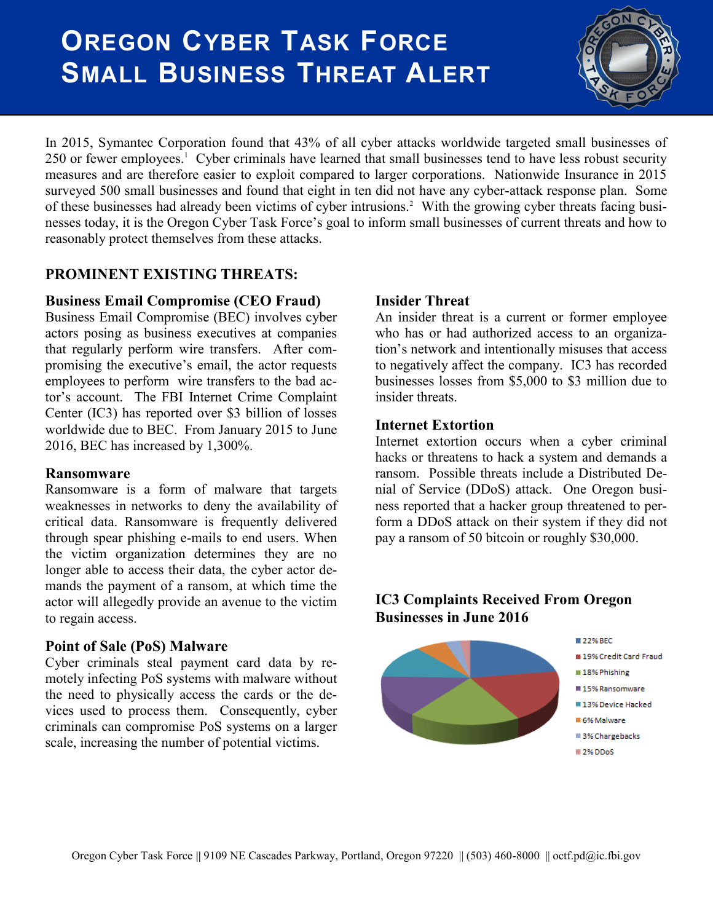# Oregon Cyber Task Force Small Business Threat Alert

In 2015, Symantec Corporation found that 43% of all cyber attacks worldwide targeted small businesses of 250 or fewer employees.[1] Cyber criminals have learned that small businesses tend to have less robust security measures and are therefore easier to exploit compared to larger corporations. Nationwide Insurance in 2015 surveyed 500 small businesses and found that eight in ten did not have any cyber-attack response plan. Some of these businesses had already been victims of cyber intrusions.[2] With the growing cyber threats facing businesses today, it is the Oregon Cyber Task Force's goal to inform small businesses of current threats and how to reasonably protect themselves from these attacks.

## PROMINENT EXISTING THREATS:

### Business Email Compromise (CEO Fraud)

Business Email Compromise (BEC) involves cyber actors posing as business executives at companies that regularly perform wire transfers. After compromising the executive's email, the actor requests employees to perform wire transfers to the bad actor's account. The FBI Internet Crime Complaint Center (IC3) has reported over $3 billion of losses worldwide due to BEC. From January 2015 to June 2016, BEC has increased by 1,300%.

### Ransomware

Ransomware is a form of malware that targets weaknesses in networks to deny the availability of critical data. Ransomware is frequently delivered through spear phishing e-mails to end users. When the victim organization determines they are no longer able to access their data, the cyber actor demands the payment of a ransom, at which time the actor will allegedly provide an avenue to the victim to regain access.

### Point of Sale (PoS) Malware

Cyber criminals steal payment card data by remotely infecting PoS systems with malware without the need to physically access the cards or the devices used to process them. Consequently, cyber criminals can compromise PoS systems on a larger scale, increasing the number of potential victims.

### Insider Threat

An insider threat is a current or former employee who has or had authorized access to an organization's network and intentionally misuses that access to negatively affect the company. IC3 has recorded businesses losses from $5,000 to $3 million due to insider threats.

### Internet Extortion

Internet extortion occurs when a cyber criminal hacks or threatens to hack a system and demands a ransom. Possible threats include a Distributed Denial of Service (DDoS) attack. One Oregon business reported that a hacker group threatened to perform a DDoS attack on their system if they did not pay a ransom of 50 bitcoin or roughly $30,000.

### IC3 Complaints Received From Oregon Businesses in June 2016

- 22% BEC
- 19% Credit Card Fraud
- 18% Phishing
- 15% Ransomware
- 13% Device Hacked
- 6% Malware
- 3% Chargebacks
- 2% DDoS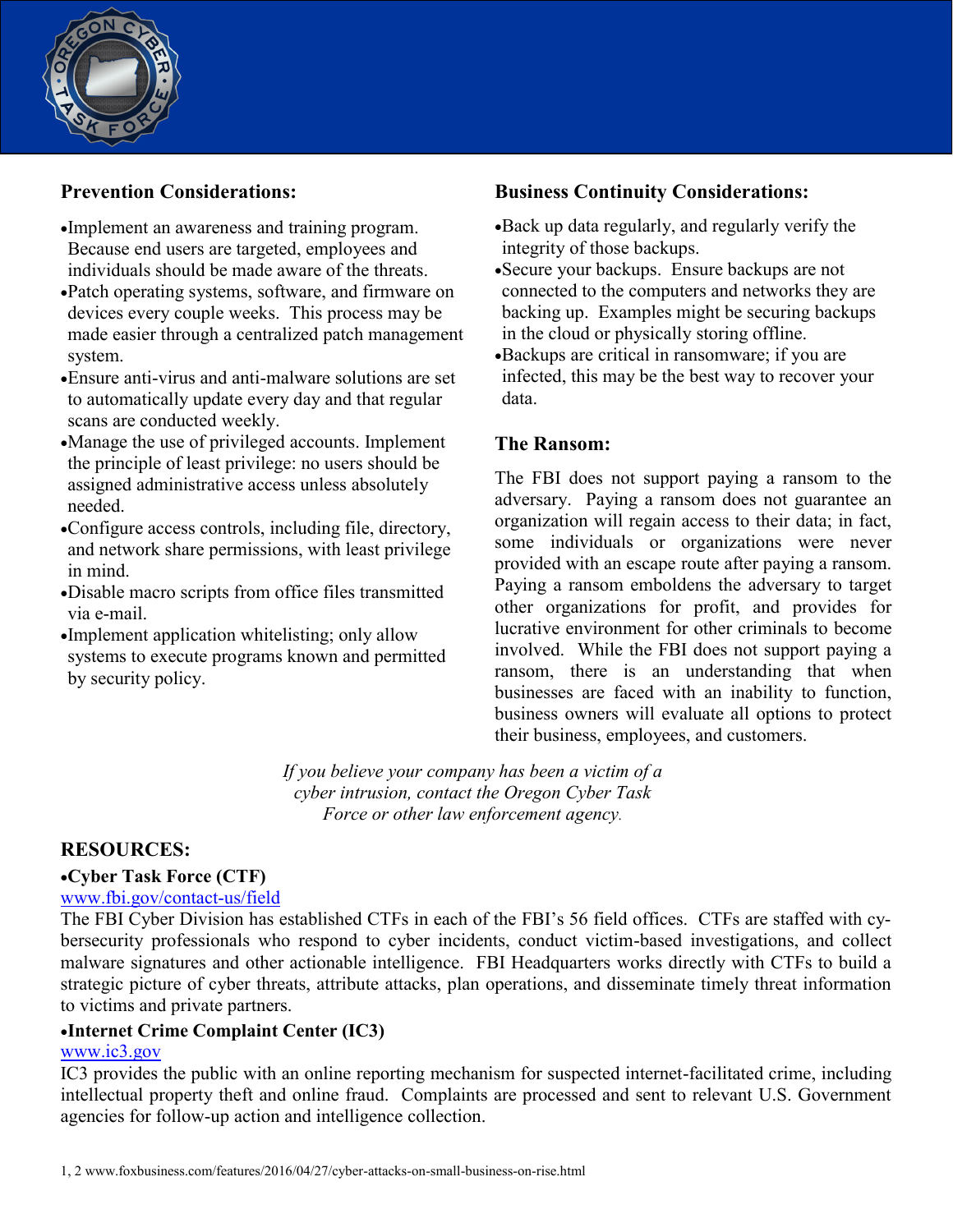## Prevention Considerations:

- Implement an awareness and training program. Because end users are targeted, employees and individuals should be made aware of the threats.
- Patch operating systems, software, and firmware on devices every couple weeks. This process may be made easier through a centralized patch management system.
- Ensure anti-virus and anti-malware solutions are set to automatically update every day and that regular scans are conducted weekly.
- Manage the use of privileged accounts. Implement the principle of least privilege: no users should be assigned administrative access unless absolutely needed.
- Configure access controls, including file, directory, and network share permissions, with least privilege in mind.
- Disable macro scripts from office files transmitted via e-mail.
- Implement application whitelisting; only allow systems to execute programs known and permitted by security policy.

## Business Continuity Considerations:

- Back up data regularly, and regularly verify the integrity of those backups.
- Secure your backups. Ensure backups are not connected to the computers and networks they are backing up. Examples might be securing backups in the cloud or physically storing offline.
- Backups are critical in ransomware; if you are infected, this may be the best way to recover your data.

## The Ransom:

The FBI does not support paying a ransom to the adversary. Paying a ransom does not guarantee an organization will regain access to their data; in fact, some individuals or organizations were never provided with an escape route after paying a ransom. Paying a ransom emboldens the adversary to target other organizations for profit, and provides for lucrative environment for other criminals to become involved. While the FBI does not support paying a ransom, there is an understanding that when businesses are faced with an inability to function, business owners will evaluate all options to protect their business, employees, and customers.

*If you believe your company has been a victim of a cyber intrusion, contact the Oregon Cyber Task Force or other law enforcement agency.*

## RESOURCES:

- **Cyber Task Force (CTF)**

[www.fbi.gov/contact-us/field](www.fbi.gov/contact-us/field)

The FBI Cyber Division has established CTFs in each of the FBI's 56 field offices. CTFs are staffed with cybersecurity professionals who respond to cyber incidents, conduct victim-based investigations, and collect malware signatures and other actionable intelligence. FBI Headquarters works directly with CTFs to build a strategic picture of cyber threats, attribute attacks, plan operations, and disseminate timely threat information to victims and private partners.

- **Internet Crime Complaint Center (IC3)**

[www.ic3.gov](www.ic3.gov)

IC3 provides the public with an online reporting mechanism for suspected internet-facilitated crime, including intellectual property theft and online fraud. Complaints are processed and sent to relevant U.S. Government agencies for follow-up action and intelligence collection.

1, 2 www.foxbusiness.com/features/2016/04/27/cyber-attacks-on-small-business-on-rise.html